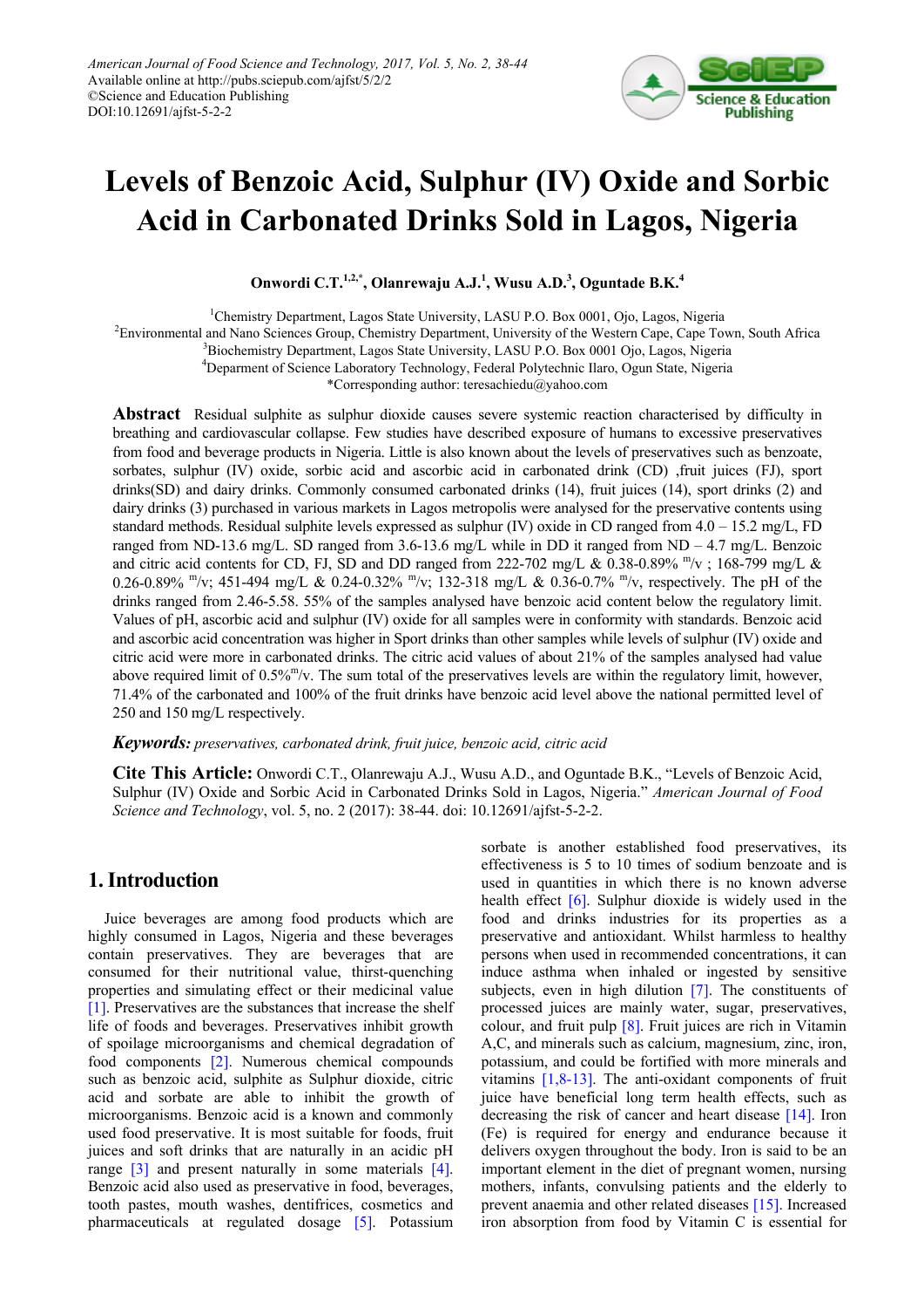# Levels of Benzoic Acid, Sulphur (IV) Oxide and Sorbic Acid in Carbonated Drinks Sold in Lagos, Nigeria

**Onwordi C.T.[1,2,*], Olanrewaju A.J.[1], Wusu A.D.[3], Oguntade B.K.[4]**

[1]Chemistry Department, Lagos State University, LASU P.O. Box 0001, Ojo, Lagos, Nigeria
[2]Environmental and Nano Sciences Group, Chemistry Department, University of the Western Cape, Cape Town, South Africa
[3]Biochemistry Department, Lagos State University, LASU P.O. Box 0001 Ojo, Lagos, Nigeria
[4]Deparment of Science Laboratory Technology, Federal Polytechnic Ilaro, Ogun State, Nigeria
*Corresponding author: teresachiedu@yahoo.com

**Abstract** Residual sulphite as sulphur dioxide causes severe systemic reaction characterised by difficulty in breathing and cardiovascular collapse. Few studies have described exposure of humans to excessive preservatives from food and beverage products in Nigeria. Little is also known about the levels of preservatives such as benzoate, sorbates, sulphur (IV) oxide, sorbic acid and ascorbic acid in carbonated drink (CD) ,fruit juices (FJ), sport drinks(SD) and dairy drinks. Commonly consumed carbonated drinks (14), fruit juices (14), sport drinks (2) and dairy drinks (3) purchased in various markets in Lagos metropolis were analysed for the preservative contents using standard methods. Residual sulphite levels expressed as sulphur (IV) oxide in CD ranged from 4.0 – 15.2 mg/L, FD ranged from ND-13.6 mg/L. SD ranged from 3.6-13.6 mg/L while in DD it ranged from ND – 4.7 mg/L. Benzoic and citric acid contents for CD, FJ, SD and DD ranged from 222-702 mg/L & 0.38-0.89% $^{m}/v$ ; 168-799 mg/L & 0.26-0.89% $^{m}/v$; 451-494 mg/L & 0.24-0.32% $^{m}/v$; 132-318 mg/L & 0.36-0.7% $^{m}/v$, respectively. The pH of the drinks ranged from 2.46-5.58. 55% of the samples analysed have benzoic acid content below the regulatory limit. Values of pH, ascorbic acid and sulphur (IV) oxide for all samples were in conformity with standards. Benzoic acid and ascorbic acid concentration was higher in Sport drinks than other samples while levels of sulphur (IV) oxide and citric acid were more in carbonated drinks. The citric acid values of about 21% of the samples analysed had value above required limit of 0.5%$^{m}/v$. The sum total of the preservatives levels are within the regulatory limit, however, 71.4% of the carbonated and 100% of the fruit drinks have benzoic acid level above the national permitted level of 250 and 150 mg/L respectively.

***Keywords:*** *preservatives, carbonated drink, fruit juice, benzoic acid, citric acid*

**Cite This Article:** Onwordi C.T., Olanrewaju A.J., Wusu A.D., and Oguntade B.K., "Levels of Benzoic Acid, Sulphur (IV) Oxide and Sorbic Acid in Carbonated Drinks Sold in Lagos, Nigeria." *American Journal of Food Science and Technology*, vol. 5, no. 2 (2017): 38-44. doi: 10.12691/ajfst-5-2-2.

## 1. Introduction

Juice beverages are among food products which are highly consumed in Lagos, Nigeria and these beverages contain preservatives. They are beverages that are consumed for their nutritional value, thirst-quenching properties and simulating effect or their medicinal value [1]. Preservatives are the substances that increase the shelf life of foods and beverages. Preservatives inhibit growth of spoilage microorganisms and chemical degradation of food components [2]. Numerous chemical compounds such as benzoic acid, sulphite as Sulphur dioxide, citric acid and sorbate are able to inhibit the growth of microorganisms. Benzoic acid is a known and commonly used food preservative. It is most suitable for foods, fruit juices and soft drinks that are naturally in an acidic pH range [3] and present naturally in some materials [4]. Benzoic acid also used as preservative in food, beverages, tooth pastes, mouth washes, dentifrices, cosmetics and pharmaceuticals at regulated dosage [5]. Potassium sorbate is another established food preservatives, its effectiveness is 5 to 10 times of sodium benzoate and is used in quantities in which there is no known adverse health effect [6]. Sulphur dioxide is widely used in the food and drinks industries for its properties as a preservative and antioxidant. Whilst harmless to healthy persons when used in recommended concentrations, it can induce asthma when inhaled or ingested by sensitive subjects, even in high dilution [7]. The constituents of processed juices are mainly water, sugar, preservatives, colour, and fruit pulp [8]. Fruit juices are rich in Vitamin A,C, and minerals such as calcium, magnesium, zinc, iron, potassium, and could be fortified with more minerals and vitamins [1,8-13]. The anti-oxidant components of fruit juice have beneficial long term health effects, such as decreasing the risk of cancer and heart disease [14]. Iron (Fe) is required for energy and endurance because it delivers oxygen throughout the body. Iron is said to be an important element in the diet of pregnant women, nursing mothers, infants, convulsing patients and the elderly to prevent anaemia and other related diseases [15]. Increased iron absorption from food by Vitamin C is essential for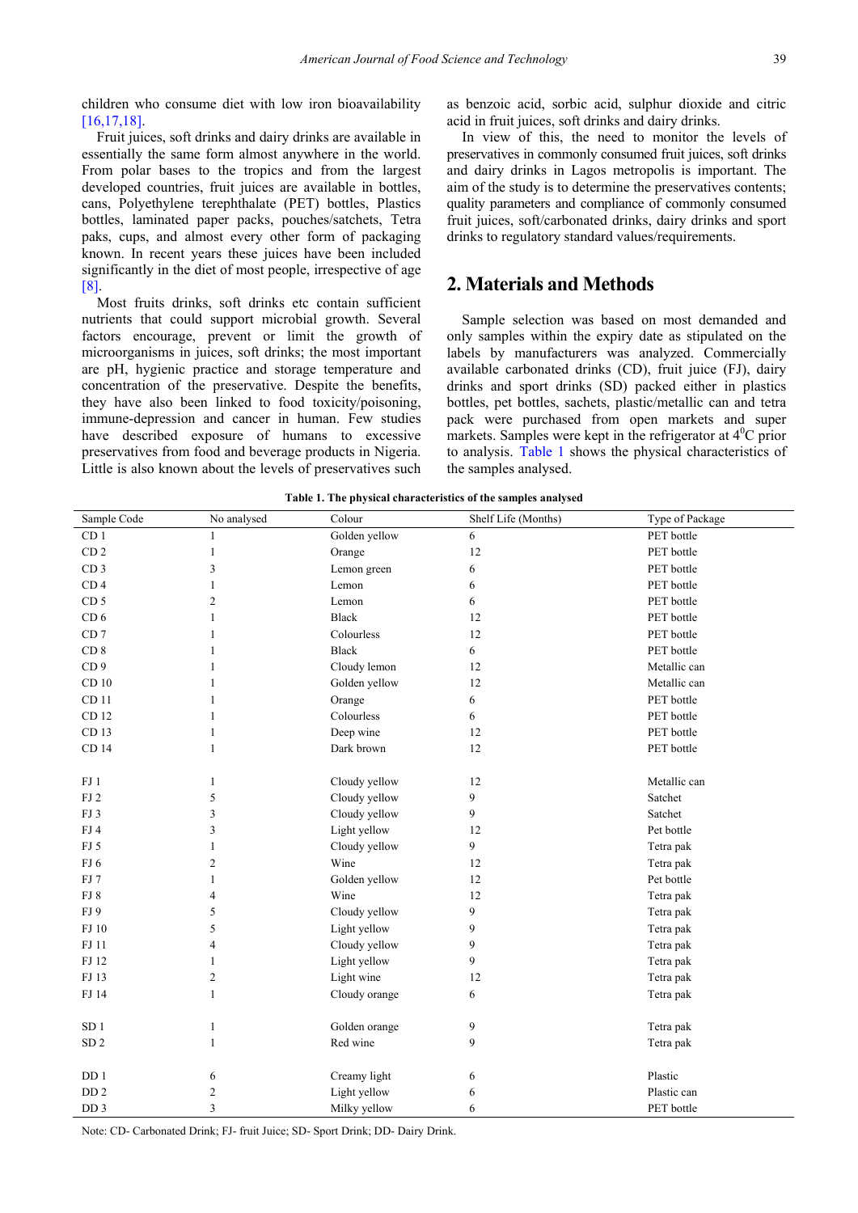children who consume diet with low iron bioavailability [16,17,18].

Fruit juices, soft drinks and dairy drinks are available in essentially the same form almost anywhere in the world. From polar bases to the tropics and from the largest developed countries, fruit juices are available in bottles, cans, Polyethylene terephthalate (PET) bottles, Plastics bottles, laminated paper packs, pouches/satchets, Tetra paks, cups, and almost every other form of packaging known. In recent years these juices have been included significantly in the diet of most people, irrespective of age [8].

Most fruits drinks, soft drinks etc contain sufficient nutrients that could support microbial growth. Several factors encourage, prevent or limit the growth of microorganisms in juices, soft drinks; the most important are pH, hygienic practice and storage temperature and concentration of the preservative. Despite the benefits, they have also been linked to food toxicity/poisoning, immune-depression and cancer in human. Few studies have described exposure of humans to excessive preservatives from food and beverage products in Nigeria. Little is also known about the levels of preservatives such as benzoic acid, sorbic acid, sulphur dioxide and citric acid in fruit juices, soft drinks and dairy drinks.

In view of this, the need to monitor the levels of preservatives in commonly consumed fruit juices, soft drinks and dairy drinks in Lagos metropolis is important. The aim of the study is to determine the preservatives contents; quality parameters and compliance of commonly consumed fruit juices, soft/carbonated drinks, dairy drinks and sport drinks to regulatory standard values/requirements.

## 2. Materials and Methods

Sample selection was based on most demanded and only samples within the expiry date as stipulated on the labels by manufacturers was analyzed. Commercially available carbonated drinks (CD), fruit juice (FJ), dairy drinks and sport drinks (SD) packed either in plastics bottles, pet bottles, sachets, plastic/metallic can and tetra pack were purchased from open markets and super markets. Samples were kept in the refrigerator at $4^0$C prior to analysis. Table 1 shows the physical characteristics of the samples analysed.

**Table 1. The physical characteristics of the samples analysed**

| Sample Code | No analysed | Colour | Shelf Life (Months) | Type of Package |
|---|---|---|---|---|
| CD 1 | 1 | Golden yellow | 6 | PET bottle |
| CD 2 | 1 | Orange | 12 | PET bottle |
| CD 3 | 3 | Lemon green | 6 | PET bottle |
| CD 4 | 1 | Lemon | 6 | PET bottle |
| CD 5 | 2 | Lemon | 6 | PET bottle |
| CD 6 | 1 | Black | 12 | PET bottle |
| CD 7 | 1 | Colourless | 12 | PET bottle |
| CD 8 | 1 | Black | 6 | PET bottle |
| CD 9 | 1 | Cloudy lemon | 12 | Metallic can |
| CD 10 | 1 | Golden yellow | 12 | Metallic can |
| CD 11 | 1 | Orange | 6 | PET bottle |
| CD 12 | 1 | Colourless | 6 | PET bottle |
| CD 13 | 1 | Deep wine | 12 | PET bottle |
| CD 14 | 1 | Dark brown | 12 | PET bottle |
| | | | | |
| FJ 1 | 1 | Cloudy yellow | 12 | Metallic can |
| FJ 2 | 5 | Cloudy yellow | 9 | Satchet |
| FJ 3 | 3 | Cloudy yellow | 9 | Satchet |
| FJ 4 | 3 | Light yellow | 12 | Pet bottle |
| FJ 5 | 1 | Cloudy yellow | 9 | Tetra pak |
| FJ 6 | 2 | Wine | 12 | Tetra pak |
| FJ 7 | 1 | Golden yellow | 12 | Pet bottle |
| FJ 8 | 4 | Wine | 12 | Tetra pak |
| FJ 9 | 5 | Cloudy yellow | 9 | Tetra pak |
| FJ 10 | 5 | Light yellow | 9 | Tetra pak |
| FJ 11 | 4 | Cloudy yellow | 9 | Tetra pak |
| FJ 12 | 1 | Light yellow | 9 | Tetra pak |
| FJ 13 | 2 | Light wine | 12 | Tetra pak |
| FJ 14 | 1 | Cloudy orange | 6 | Tetra pak |
| | | | | |
| SD 1 | 1 | Golden orange | 9 | Tetra pak |
| SD 2 | 1 | Red wine | 9 | Tetra pak |
| | | | | |
| DD 1 | 6 | Creamy light | 6 | Plastic |
| DD 2 | 2 | Light yellow | 6 | Plastic can |
| DD 3 | 3 | Milky yellow | 6 | PET bottle |

Note: CD- Carbonated Drink; FJ- fruit Juice; SD- Sport Drink; DD- Dairy Drink.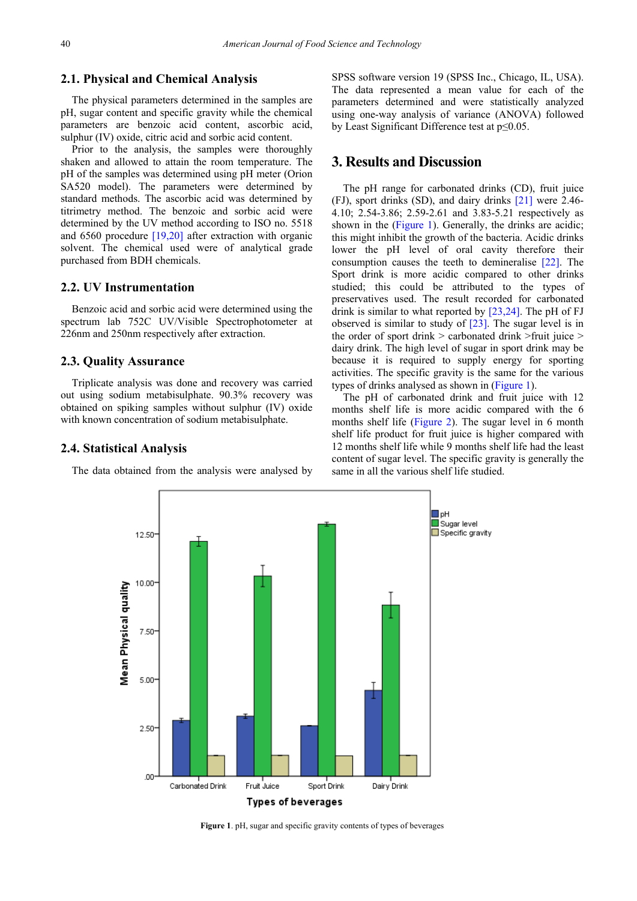### 2.1. Physical and Chemical Analysis

The physical parameters determined in the samples are pH, sugar content and specific gravity while the chemical parameters are benzoic acid content, ascorbic acid, sulphur (IV) oxide, citric acid and sorbic acid content.

Prior to the analysis, the samples were thoroughly shaken and allowed to attain the room temperature. The pH of the samples was determined using pH meter (Orion SA520 model). The parameters were determined by standard methods. The ascorbic acid was determined by titrimetry method. The benzoic and sorbic acid were determined by the UV method according to ISO no. 5518 and 6560 procedure [19,20] after extraction with organic solvent. The chemical used were of analytical grade purchased from BDH chemicals.

### 2.2. UV Instrumentation

Benzoic acid and sorbic acid were determined using the spectrum lab 752C UV/Visible Spectrophotometer at 226nm and 250nm respectively after extraction.

### 2.3. Quality Assurance

Triplicate analysis was done and recovery was carried out using sodium metabisulphate. 90.3% recovery was obtained on spiking samples without sulphur (IV) oxide with known concentration of sodium metabisulphate.

### 2.4. Statistical Analysis

The data obtained from the analysis were analysed by SPSS software version 19 (SPSS Inc., Chicago, IL, USA). The data represented a mean value for each of the parameters determined and were statistically analyzed using one-way analysis of variance (ANOVA) followed by Least Significant Difference test at $p \leq 0.05$.

## 3. Results and Discussion

The pH range for carbonated drinks (CD), fruit juice (FJ), sport drinks (SD), and dairy drinks [21] were 2.46-4.10; 2.54-3.86; 2.59-2.61 and 3.83-5.21 respectively as shown in the (Figure 1). Generally, the drinks are acidic; this might inhibit the growth of the bacteria. Acidic drinks lower the pH level of oral cavity therefore their consumption causes the teeth to demineralise [22]. The Sport drink is more acidic compared to other drinks studied; this could be attributed to the types of preservatives used. The result recorded for carbonated drink is similar to what reported by [23,24]. The pH of FJ observed is similar to study of [23]. The sugar level is in the order of sport drink > carbonated drink >fruit juice > dairy drink. The high level of sugar in sport drink may be because it is required to supply energy for sporting activities. The specific gravity is the same for the various types of drinks analysed as shown in (Figure 1).

The pH of carbonated drink and fruit juice with 12 months shelf life is more acidic compared with the 6 months shelf life (Figure 2). The sugar level in 6 month shelf life product for fruit juice is higher compared with 12 months shelf life while 9 months shelf life had the least content of sugar level. The specific gravity is generally the same in all the various shelf life studied.

**Figure 1**. pH, sugar and specific gravity contents of types of beverages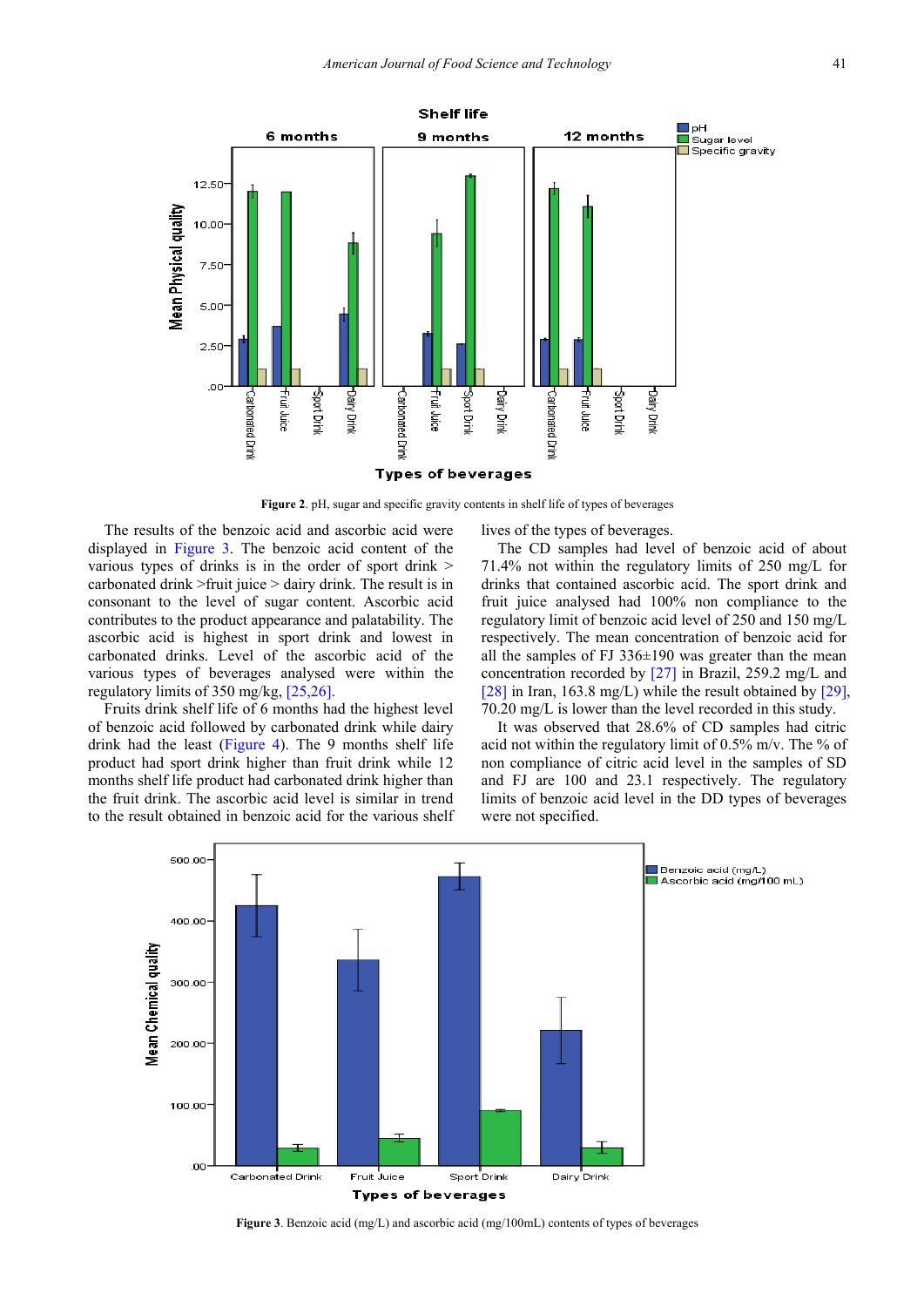Figure 2. pH, sugar and specific gravity contents in shelf life of types of beverages

The results of the benzoic acid and ascorbic acid were displayed in Figure 3. The benzoic acid content of the various types of drinks is in the order of sport drink > carbonated drink >fruit juice > dairy drink. The result is in consonant to the level of sugar content. Ascorbic acid contributes to the product appearance and palatability. The ascorbic acid is highest in sport drink and lowest in carbonated drinks. Level of the ascorbic acid of the various types of beverages analysed were within the regulatory limits of 350 mg/kg, [25,26].

Fruits drink shelf life of 6 months had the highest level of benzoic acid followed by carbonated drink while dairy drink had the least (Figure 4). The 9 months shelf life product had sport drink higher than fruit drink while 12 months shelf life product had carbonated drink higher than the fruit drink. The ascorbic acid level is similar in trend to the result obtained in benzoic acid for the various shelf lives of the types of beverages.

The CD samples had level of benzoic acid of about 71.4% not within the regulatory limits of 250 mg/L for drinks that contained ascorbic acid. The sport drink and fruit juice analysed had 100% non compliance to the regulatory limit of benzoic acid level of 250 and 150 mg/L respectively. The mean concentration of benzoic acid for all the samples of FJ 336±190 was greater than the mean concentration recorded by [27] in Brazil, 259.2 mg/L and [28] in Iran, 163.8 mg/L) while the result obtained by [29], 70.20 mg/L is lower than the level recorded in this study.

It was observed that 28.6% of CD samples had citric acid not within the regulatory limit of 0.5% m/v. The % of non compliance of citric acid level in the samples of SD and FJ are 100 and 23.1 respectively. The regulatory limits of benzoic acid level in the DD types of beverages were not specified.

Figure 3. Benzoic acid (mg/L) and ascorbic acid (mg/100mL) contents of types of beverages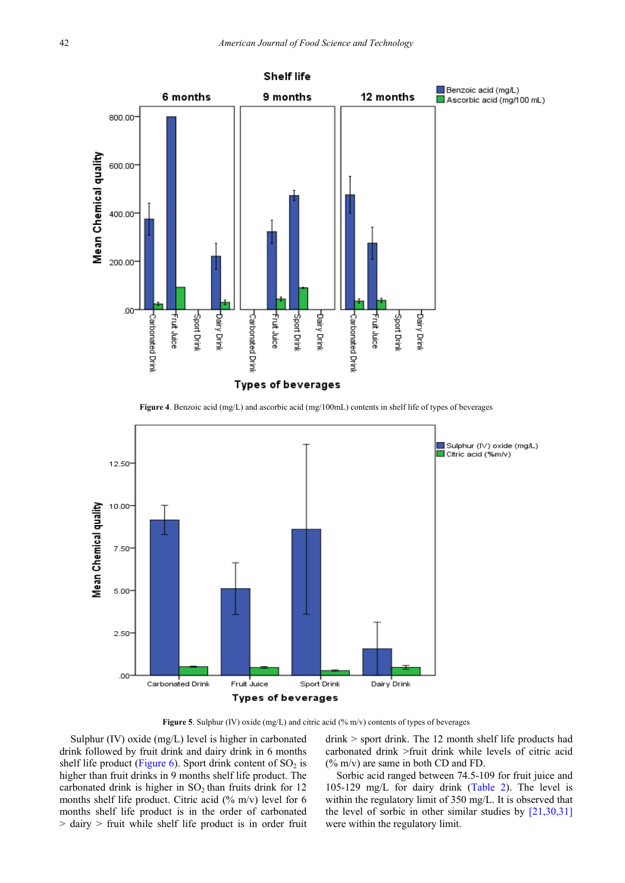Figure 4. Benzoic acid (mg/L) and ascorbic acid (mg/100mL) contents in shelf life of types of beverages

Figure 5. Sulphur (IV) oxide (mg/L) and citric acid (% m/v) contents of types of beverages

Sulphur (IV) oxide (mg/L) level is higher in carbonated drink followed by fruit drink and dairy drink in 6 months shelf life product (Figure 6). Sport drink content of $SO_2$ is higher than fruit drinks in 9 months shelf life product. The carbonated drink is higher in $SO_2$ than fruits drink for 12 months shelf life product. Citric acid (% m/v) level for 6 months shelf life product is in the order of carbonated > dairy > fruit while shelf life product is in order fruit drink > sport drink. The 12 month shelf life products had carbonated drink >fruit drink while levels of citric acid (% m/v) are same in both CD and FD.

Sorbic acid ranged between 74.5-109 for fruit juice and 105-129 mg/L for dairy drink (Table 2). The level is within the regulatory limit of 350 mg/L. It is observed that the level of sorbic in other similar studies by [21,30,31] were within the regulatory limit.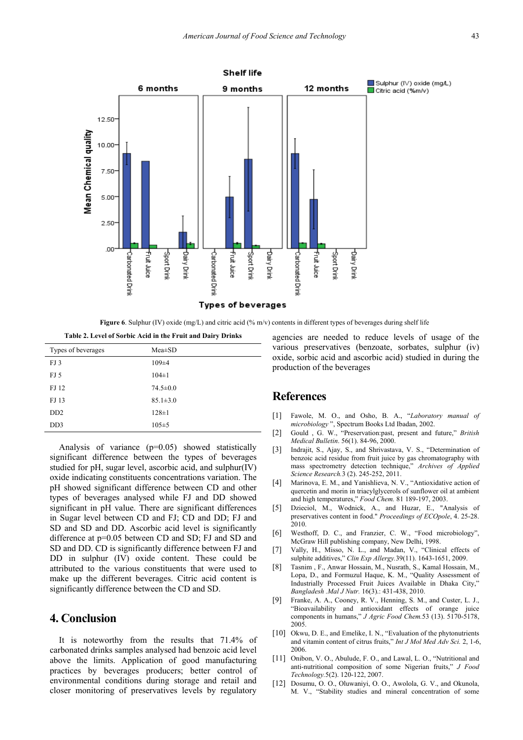**Figure 6**. Sulphur (IV) oxide (mg/L) and citric acid (% m/v) contents in different types of beverages during shelf life

**Table 2. Level of Sorbic Acid in the Fruit and Dairy Drinks**

| Types of beverages | Mea±SD |
|---|---|
| FJ 3 | 109±4 |
| FJ 5 | 104±1 |
| FJ 12 | 74.5±0.0 |
| FJ 13 | 85.1±3.0 |
| DD2 | 128±1 |
| DD3 | 105±5 |

Analysis of variance (p=0.05) showed statistically significant difference between the types of beverages studied for pH, sugar level, ascorbic acid, and sulphur(IV) oxide indicating constituents concentrations variation. The pH showed significant difference between CD and other types of beverages analysed while FJ and DD showed significant in pH value. There are significant differences in Sugar level between CD and FJ; CD and DD; FJ and SD and SD and DD. Ascorbic acid level is significantly difference at p=0.05 between CD and SD; FJ and SD and SD and DD. CD is significantly difference between FJ and DD in sulphur (IV) oxide content. These could be attributed to the various constituents that were used to make up the different beverages. Citric acid content is significantly difference between the CD and SD.

## 4. Conclusion

It is noteworthy from the results that 71.4% of carbonated drinks samples analysed had benzoic acid level above the limits. Application of good manufacturing practices by beverages producers; better control of environmental conditions during storage and retail and closer monitoring of preservatives levels by regulatory agencies are needed to reduce levels of usage of the various preservatives (benzoate, sorbates, sulphur (iv) oxide, sorbic acid and ascorbic acid) studied in during the production of the beverages

## References

[1] Fawole, M. O., and Osho, B. A., "*Laboratory manual of microbiology* ", Spectrum Books Ltd Ibadan, 2002.

[2] Gould , G. W., "Preservation:past, present and future," *British Medical Bulletin*. 56(1). 84-96, 2000.

[3] Indrajit, S., Ajay, S., and Shrivastava, V. S., "Determination of benzoic acid residue from fruit juice by gas chromatography with mass spectrometry detection technique," *Archives of Applied Science Research*.3 (2). 245-252, 2011.

[4] Marinova, E. M., and Yanishlieva, N. V., "Antioxidative action of quercetin and morin in triacylglycerols of sunflower oil at ambient and high temperatures," *Food Chem.* 81 189-197, 2003.

[5] Dzieciol, M., Wodnick, A., and Huzar, E., "Analysis of preservatives content in food." *Proceedings of ECOpole*, 4. 25-28. 2010.

[6] Westhoff, D. C., and Franzier, C. W., "Food microbiology", McGraw Hill publishing company, New Delhi, 1998.

[7] Vally, H., Misso, N. L., and Madan, V., "Clinical effects of sulphite additives," *Clin Exp Allergy.*39(11). 1643-1651, 2009.

[8] Tasnim , F., Anwar Hossain, M., Nusrath, S., Kamal Hossain, M., Lopa, D., and Formuzul Haque, K. M., "Quality Assessment of Industrially Processed Fruit Juices Available in Dhaka City," *Bangladesh .Mal J Nutr.* 16(3).: 431-438, 2010.

[9] Franke, A. A., Cooney, R. V., Henning, S. M., and Custer, L. J., "Bioavailability and antioxidant effects of orange juice components in humans," *J Agric Food Chem.*53 (13). 5170-5178, 2005.

[10] Okwu, D. E., and Emelike, I. N., "Evaluation of the phytonutrients and vitamin content of citrus fruits," *Int J Mol Med Adv Sci.* 2, 1-6, 2006.

[11] Onibon, V. O., Abulude, F. O., and Lawal, L. O., "Nutritional and anti-nutritional composition of some Nigerian fruits," *J Food Technology.*5(2). 120-122, 2007.

[12] Dosumu, O. O., Oluwaniyi, O. O., Awolola, G. V., and Okunola, M. V., "Stability studies and mineral concentration of some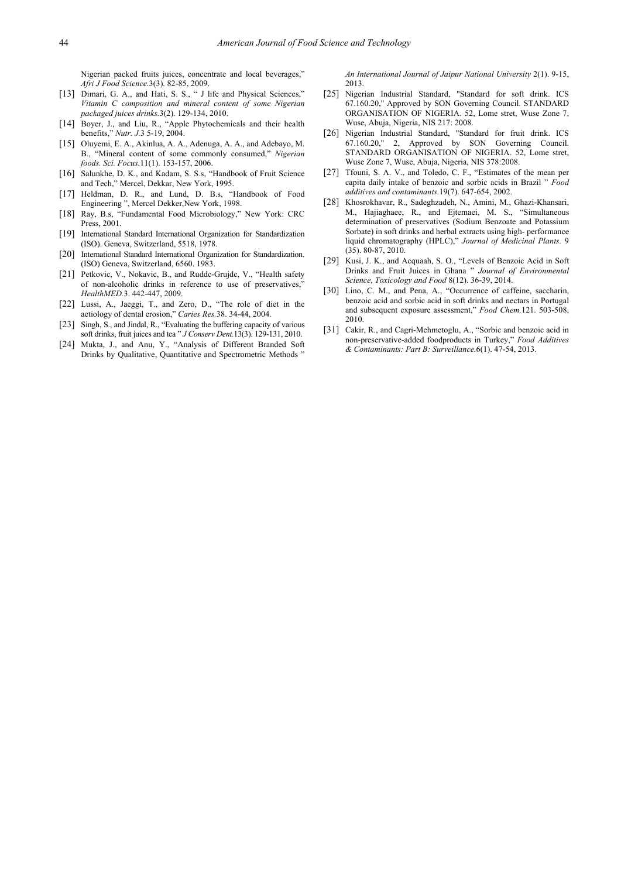Nigerian packed fruits juices, concentrate and local beverages," *Afri J Food Science.*3(3). 82-85, 2009.

[13] Dimari, G. A., and Hati, S. S., " J life and Physical Sciences," *Vitamin C composition and mineral content of some Nigerian packaged juices drinks.*3(2). 129-134, 2010.

[14] Boyer, J., and Liu, R., "Apple Phytochemicals and their health benefits," *Nutr. J.*3 5-19, 2004.

[15] Oluyemi, E. A., Akinlua, A. A., Adenuga, A. A., and Adebayo, M. B., "Mineral content of some commonly consumed," *Nigerian foods. Sci. Focus.*11(1). 153-157, 2006.

[16] Salunkhe, D. K., and Kadam, S. S.s, "Handbook of Fruit Science and Tech," Mercel, Dekkar, New York, 1995.

[17] Heldman, D. R., and Lund, D. B.s, "Handbook of Food Engineering ", Mercel Dekker,New York, 1998.

[18] Ray, B.s, "Fundamental Food Microbiology," New York: CRC Press, 2001.

[19] International Standard International Organization for Standardization (ISO). Geneva, Switzerland, 5518, 1978.

[20] International Standard International Organization for Standardization. (ISO) Geneva, Switzerland, 6560. 1983.

[21] Petkovic, V., Nokavic, B., and Ruddc-Grujdc, V., "Health safety of non-alcoholic drinks in reference to use of preservatives," *HealthMED.*3. 442-447, 2009.

[22] Lussi, A., Jaeggi, T., and Zero, D., "The role of diet in the aetiology of dental erosion," *Caries Res.*38. 34-44, 2004.

[23] Singh, S., and Jindal, R., "Evaluating the buffering capacity of various soft drinks, fruit juices and tea " *J Conserv Dent.*13(3). 129-131, 2010.

[24] Mukta, J., and Anu, Y., "Analysis of Different Branded Soft Drinks by Qualitative, Quantitative and Spectrometric Methods " *An International Journal of Jaipur National University* 2(1). 9-15, 2013.

[25] Nigerian Industrial Standard, "Standard for soft drink. ICS 67.160.20," Approved by SON Governing Council. STANDARD ORGANISATION OF NIGERIA. 52, Lome stret, Wuse Zone 7, Wuse, Abuja, Nigeria, NIS 217: 2008.

[26] Nigerian Industrial Standard, "Standard for fruit drink. ICS 67.160.20," 2, Approved by SON Governing Council. STANDARD ORGANISATION OF NIGERIA. 52, Lome stret, Wuse Zone 7, Wuse, Abuja, Nigeria, NIS 378:2008.

[27] Tfouni, S. A. V., and Toledo, C. F., "Estimates of the mean per capita daily intake of benzoic and sorbic acids in Brazil " *Food additives and contaminants.*19(7). 647-654, 2002.

[28] Khosrokhavar, R., Sadeghzadeh, N., Amini, M., Ghazi-Khansari, M., Hajiaghaee, R., and Ejtemaei, M. S., "Simultaneous determination of preservatives (Sodium Benzoate and Potassium Sorbate) in soft drinks and herbal extracts using high- performance liquid chromatography (HPLC)," *Journal of Medicinal Plants.* 9 (35). 80-87, 2010.

[29] Kusi, J. K., and Acquaah, S. O., "Levels of Benzoic Acid in Soft Drinks and Fruit Juices in Ghana " *Journal of Environmental Science, Toxicology and Food* 8(12). 36-39, 2014.

[30] Lino, C. M., and Pena, A., "Occurrence of caffeine, saccharin, benzoic acid and sorbic acid in soft drinks and nectars in Portugal and subsequent exposure assessment," *Food Chem.*121. 503-508, 2010.

[31] Cakir, R., and Cagri-Mehmetoglu, A., "Sorbic and benzoic acid in non-preservative-added foodproducts in Turkey," *Food Additives & Contaminants: Part B: Surveillance.*6(1). 47-54, 2013.